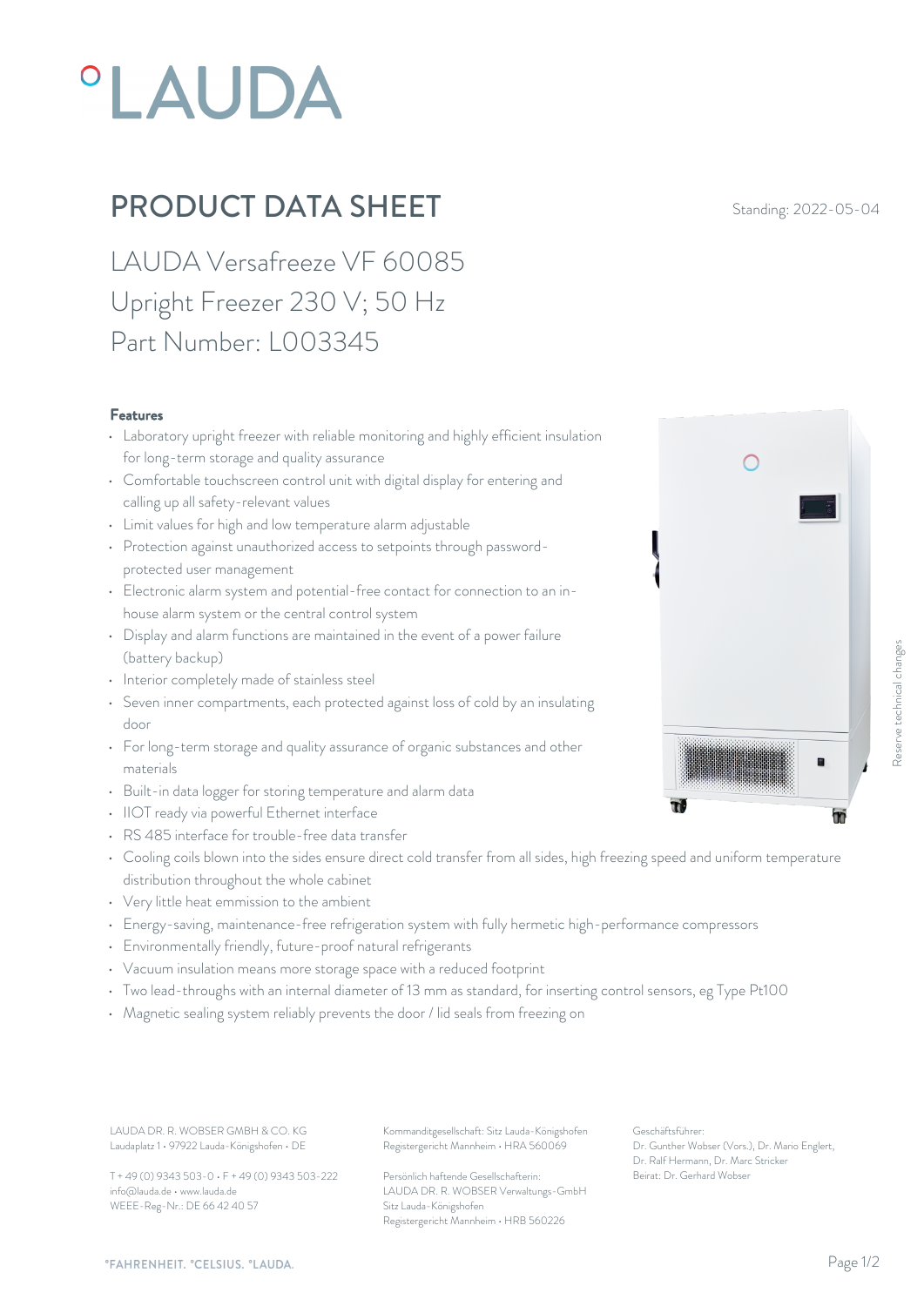# PRODUCT DATA SHEET

Standing: 2022-05-04

## LAUDA Versafreeze VF 60085
## Upright Freezer 230 V; 50 Hz
## Part Number: L003345

### Features

- Laboratory upright freezer with reliable monitoring and highly efficient insulation for long-term storage and quality assurance
- Comfortable touchscreen control unit with digital display for entering and calling up all safety-relevant values
- Limit values for high and low temperature alarm adjustable
- Protection against unauthorized access to setpoints through password-protected user management
- Electronic alarm system and potential-free contact for connection to an in-house alarm system or the central control system
- Display and alarm functions are maintained in the event of a power failure (battery backup)
- Interior completely made of stainless steel
- Seven inner compartments, each protected against loss of cold by an insulating door
- For long-term storage and quality assurance of organic substances and other materials
- Built-in data logger for storing temperature and alarm data
- IIOT ready via powerful Ethernet interface
- RS 485 interface for trouble-free data transfer
- Cooling coils blown into the sides ensure direct cold transfer from all sides, high freezing speed and uniform temperature distribution throughout the whole cabinet
- Very little heat emmission to the ambient
- Energy-saving, maintenance-free refrigeration system with fully hermetic high-performance compressors
- Environmentally friendly, future-proof natural refrigerants
- Vacuum insulation means more storage space with a reduced footprint
- Two lead-throughs with an internal diameter of 13 mm as standard, for inserting control sensors, eg Type Pt100
- Magnetic sealing system reliably prevents the door / lid seals from freezing on

Reserve technical changes

LAUDA DR. R. WOBSER GMBH & CO. KG
Laudaplatz 1 • 97922 Lauda-Königshofen • DE

T + 49 (0) 9343 503-0 • F + 49 (0) 9343 503-222
info@lauda.de • www.lauda.de
WEEE-Reg-Nr.: DE 66 42 40 57

Kommanditgesellschaft: Sitz Lauda-Königshofen
Registergericht Mannheim • HRA 560069

Persönlich haftende Gesellschafterin:
LAUDA DR. R. WOBSER Verwaltungs-GmbH
Sitz Lauda-Königshofen
Registergericht Mannheim • HRB 560226

Geschäftsführer:
Dr. Gunther Wobser (Vors.), Dr. Mario Englert, Dr. Ralf Hermann, Dr. Marc Stricker
Beirat: Dr. Gerhard Wobser

°FAHRENHEIT. °CELSIUS. °LAUDA.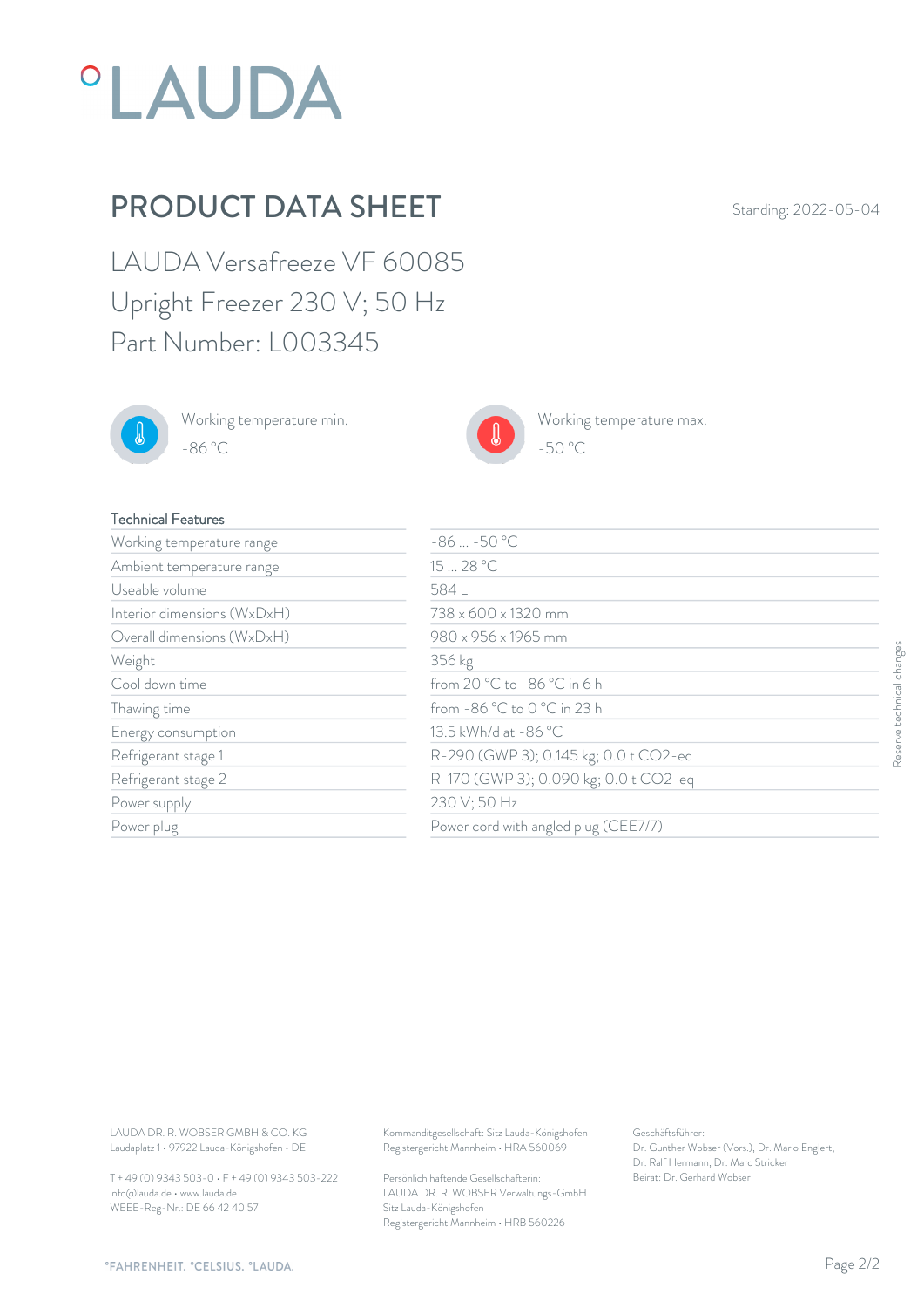°LAUDA

# PRODUCT DATA SHEET

Standing: 2022-05-04

## LAUDA Versafreeze VF 60085
## Upright Freezer 230 V; 50 Hz
## Part Number: L003345

Working temperature min.
-86 °C

Working temperature max.
-50 °C

| Technical Features | |
|---|---|
| Working temperature range | -86 ... -50 °C |
| Ambient temperature range | 15 ... 28 °C |
| Useable volume | 584 L |
| Interior dimensions (WxDxH) | 738 x 600 x 1320 mm |
| Overall dimensions (WxDxH) | 980 x 956 x 1965 mm |
| Weight | 356 kg |
| Cool down time | from 20 °C to -86 °C in 6 h |
| Thawing time | from -86 °C to 0 °C in 23 h |
| Energy consumption | 13.5 kWh/d at -86 °C |
| Refrigerant stage 1 | R-290 (GWP 3); 0.145 kg; 0.0 t $CO_2$-eq |
| Refrigerant stage 2 | R-170 (GWP 3); 0.090 kg; 0.0 t $CO_2$-eq |
| Power supply | 230 V; 50 Hz |
| Power plug | Power cord with angled plug (CEE7/7) |

Reserve technical changes

LAUDA DR. R. WOBSER GMBH & CO. KG
Laudaplatz 1 • 97922 Lauda-Königshofen • DE

T + 49 (0) 9343 503-0 • F + 49 (0) 9343 503-222
info@lauda.de • www.lauda.de
WEEE-Reg-Nr.: DE 66 42 40 57

Kommanditgesellschaft: Sitz Lauda-Königshofen
Registergericht Mannheim • HRA 560069

Persönlich haftende Gesellschafterin:
LAUDA DR. R. WOBSER Verwaltungs-GmbH
Sitz Lauda-Königshofen
Registergericht Mannheim • HRB 560226

Geschäftsführer:
Dr. Gunther Wobser (Vors.), Dr. Mario Englert,
Dr. Ralf Hermann, Dr. Marc Stricker
Beirat: Dr. Gerhard Wobser

°FAHRENHEIT. °CELSIUS. °LAUDA.